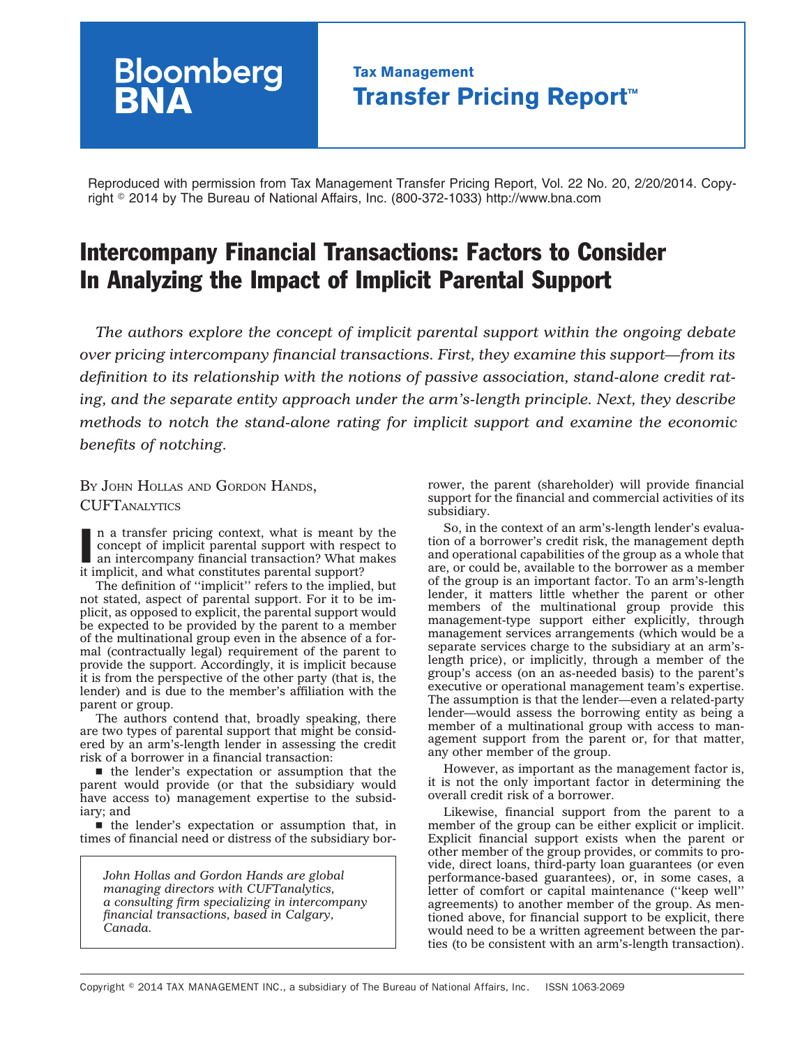Bloomberg BNA

**Tax Management**
**Transfer Pricing Report™**

Reproduced with permission from Tax Management Transfer Pricing Report, Vol. 22 No. 20, 2/20/2014. Copyright © 2014 by The Bureau of National Affairs, Inc. (800-372-1033) http://www.bna.com

# Intercompany Financial Transactions: Factors to Consider In Analyzing the Impact of Implicit Parental Support

*The authors explore the concept of implicit parental support within the ongoing debate over pricing intercompany financial transactions. First, they examine this support—from its definition to its relationship with the notions of passive association, stand-alone credit rating, and the separate entity approach under the arm's-length principle. Next, they describe methods to notch the stand-alone rating for implicit support and examine the economic benefits of notching.*

BY JOHN HOLLAS AND GORDON HANDS, CUFTANALYTICS

In a transfer pricing context, what is meant by the concept of implicit parental support with respect to an intercompany financial transaction? What makes it implicit, and what constitutes parental support?

The definition of ''implicit'' refers to the implied, but not stated, aspect of parental support. For it to be implicit, as opposed to explicit, the parental support would be expected to be provided by the parent to a member of the multinational group even in the absence of a formal (contractually legal) requirement of the parent to provide the support. Accordingly, it is implicit because it is from the perspective of the other party (that is, the lender) and is due to the member's affiliation with the parent or group.

The authors contend that, broadly speaking, there are two types of parental support that might be considered by an arm's-length lender in assessing the credit risk of a borrower in a financial transaction:

- the lender's expectation or assumption that the parent would provide (or that the subsidiary would have access to) management expertise to the subsidiary; and
- the lender's expectation or assumption that, in times of financial need or distress of the subsidiary borrower, the parent (shareholder) will provide financial support for the financial and commercial activities of its subsidiary.

*John Hollas and Gordon Hands are global managing directors with CUFTanalytics, a consulting firm specializing in intercompany financial transactions, based in Calgary, Canada.*

So, in the context of an arm's-length lender's evaluation of a borrower's credit risk, the management depth and operational capabilities of the group as a whole that are, or could be, available to the borrower as a member of the group is an important factor. To an arm's-length lender, it matters little whether the parent or other members of the multinational group provide this management-type support either explicitly, through management services arrangements (which would be a separate services charge to the subsidiary at an arm's-length price), or implicitly, through a member of the group's access (on an as-needed basis) to the parent's executive or operational management team's expertise. The assumption is that the lender—even a related-party lender—would assess the borrowing entity as being a member of a multinational group with access to management support from the parent or, for that matter, any other member of the group.

However, as important as the management factor is, it is not the only important factor in determining the overall credit risk of a borrower.

Likewise, financial support from the parent to a member of the group can be either explicit or implicit. Explicit financial support exists when the parent or other member of the group provides, or commits to provide, direct loans, third-party loan guarantees (or even performance-based guarantees), or, in some cases, a letter of comfort or capital maintenance (''keep well'' agreements) to another member of the group. As mentioned above, for financial support to be explicit, there would need to be a written agreement between the parties (to be consistent with an arm's-length transaction).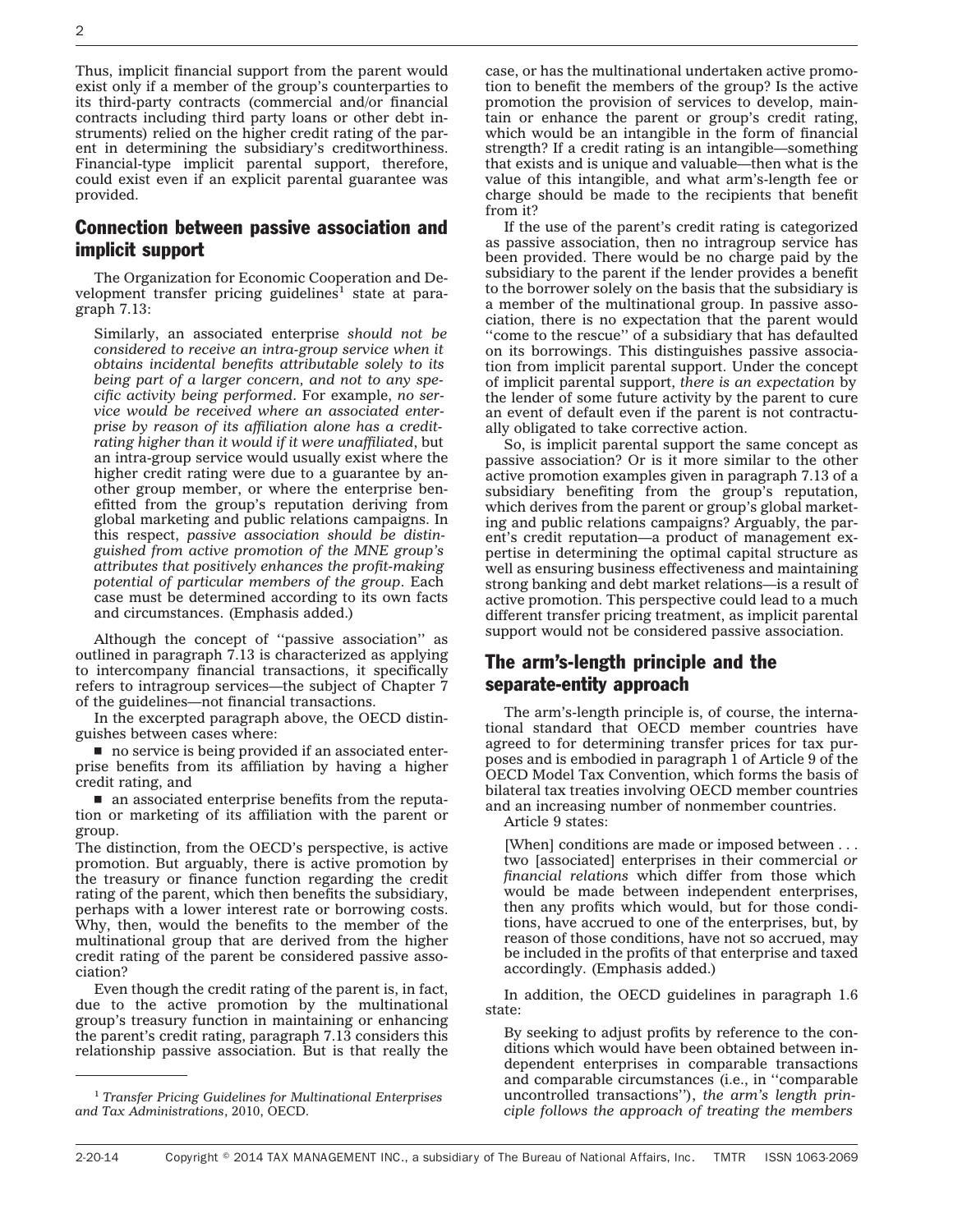Thus, implicit financial support from the parent would exist only if a member of the group's counterparties to its third-party contracts (commercial and/or financial contracts including third party loans or other debt instruments) relied on the higher credit rating of the parent in determining the subsidiary's creditworthiness. Financial-type implicit parental support, therefore, could exist even if an explicit parental guarantee was provided.

## Connection between passive association and implicit support

The Organization for Economic Cooperation and Development transfer pricing guidelines[1] state at paragraph 7.13:

> Similarly, an associated enterprise *should not be considered to receive an intra-group service when it obtains incidental benefits attributable solely to its being part of a larger concern, and not to any specific activity being performed*. For example, *no service would be received where an associated enterprise by reason of its affiliation alone has a credit-rating higher than it would if it were unaffiliated*, but an intra-group service would usually exist where the higher credit rating were due to a guarantee by another group member, or where the enterprise benefitted from the group's reputation deriving from global marketing and public relations campaigns. In this respect, *passive association should be distinguished from active promotion of the MNE group's attributes that positively enhances the profit-making potential of particular members of the group*. Each case must be determined according to its own facts and circumstances. (Emphasis added.)

Although the concept of ''passive association'' as outlined in paragraph 7.13 is characterized as applying to intercompany financial transactions, it specifically refers to intragroup services—the subject of Chapter 7 of the guidelines—not financial transactions.

In the excerpted paragraph above, the OECD distinguishes between cases where:

- no service is being provided if an associated enterprise benefits from its affiliation by having a higher credit rating, and
- an associated enterprise benefits from the reputation or marketing of its affiliation with the parent or group.

The distinction, from the OECD's perspective, is active promotion. But arguably, there is active promotion by the treasury or finance function regarding the credit rating of the parent, which then benefits the subsidiary, perhaps with a lower interest rate or borrowing costs. Why, then, would the benefits to the member of the multinational group that are derived from the higher credit rating of the parent be considered passive association?

Even though the credit rating of the parent is, in fact, due to the active promotion by the multinational group's treasury function in maintaining or enhancing the parent's credit rating, paragraph 7.13 considers this relationship passive association. But is that really the case, or has the multinational undertaken active promotion to benefit the members of the group? Is the active promotion the provision of services to develop, maintain or enhance the parent or group's credit rating, which would be an intangible in the form of financial strength? If a credit rating is an intangible—something that exists and is unique and valuable—then what is the value of this intangible, and what arm's-length fee or charge should be made to the recipients that benefit from it?

If the use of the parent's credit rating is categorized as passive association, then no intragroup service has been provided. There would be no charge paid by the subsidiary to the parent if the lender provides a benefit to the borrower solely on the basis that the subsidiary is a member of the multinational group. In passive association, there is no expectation that the parent would ''come to the rescue'' of a subsidiary that has defaulted on its borrowings. This distinguishes passive association from implicit parental support. Under the concept of implicit parental support, *there is an expectation* by the lender of some future activity by the parent to cure an event of default even if the parent is not contractually obligated to take corrective action.

So, is implicit parental support the same concept as passive association? Or is it more similar to the other active promotion examples given in paragraph 7.13 of a subsidiary benefiting from the group's reputation, which derives from the parent or group's global marketing and public relations campaigns? Arguably, the parent's credit reputation—a product of management expertise in determining the optimal capital structure as well as ensuring business effectiveness and maintaining strong banking and debt market relations—is a result of active promotion. This perspective could lead to a much different transfer pricing treatment, as implicit parental support would not be considered passive association.

## The arm's-length principle and the separate-entity approach

The arm's-length principle is, of course, the international standard that OECD member countries have agreed to for determining transfer prices for tax purposes and is embodied in paragraph 1 of Article 9 of the OECD Model Tax Convention, which forms the basis of bilateral tax treaties involving OECD member countries and an increasing number of nonmember countries.

Article 9 states:

> [When] conditions are made or imposed between . . . two [associated] enterprises in their commercial *or financial relations* which differ from those which would be made between independent enterprises, then any profits which would, but for those conditions, have accrued to one of the enterprises, but, by reason of those conditions, have not so accrued, may be included in the profits of that enterprise and taxed accordingly. (Emphasis added.)

In addition, the OECD guidelines in paragraph 1.6 state:

> By seeking to adjust profits by reference to the conditions which would have been obtained between independent enterprises in comparable transactions and comparable circumstances (i.e., in ''comparable uncontrolled transactions''), *the arm's length principle follows the approach of treating the members*

[1] *Transfer Pricing Guidelines for Multinational Enterprises and Tax Administrations*, 2010, OECD.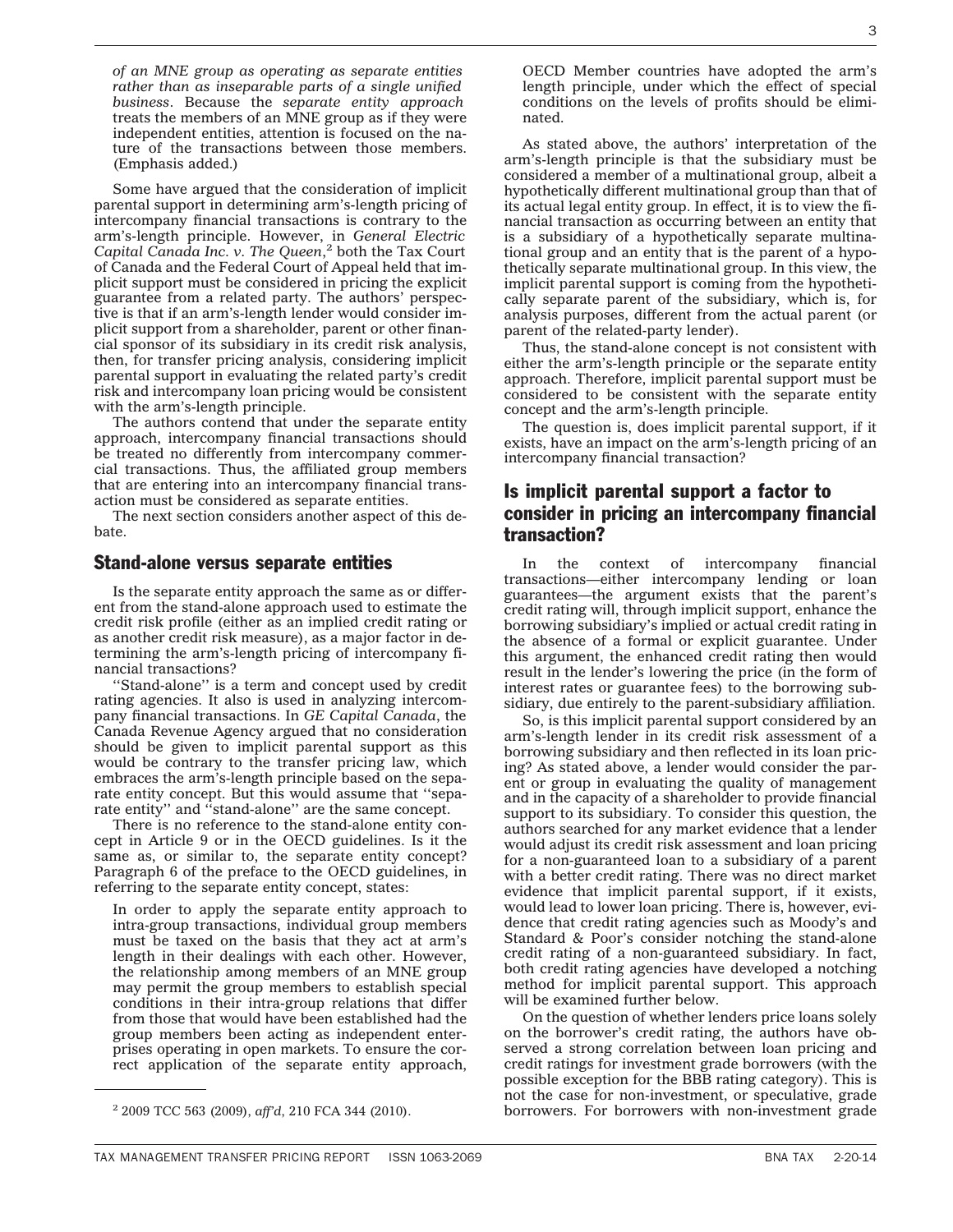*of an MNE group as operating as separate entities rather than as inseparable parts of a single unified business*. Because the *separate entity approach* treats the members of an MNE group as if they were independent entities, attention is focused on the nature of the transactions between those members. (Emphasis added.)

Some have argued that the consideration of implicit parental support in determining arm's-length pricing of intercompany financial transactions is contrary to the arm's-length principle. However, in *General Electric Capital Canada Inc. v. The Queen*,[2] both the Tax Court of Canada and the Federal Court of Appeal held that implicit support must be considered in pricing the explicit guarantee from a related party. The authors' perspective is that if an arm's-length lender would consider implicit support from a shareholder, parent or other financial sponsor of its subsidiary in its credit risk analysis, then, for transfer pricing analysis, considering implicit parental support in evaluating the related party's credit risk and intercompany loan pricing would be consistent with the arm's-length principle.

The authors contend that under the separate entity approach, intercompany financial transactions should be treated no differently from intercompany commercial transactions. Thus, the affiliated group members that are entering into an intercompany financial transaction must be considered as separate entities.

The next section considers another aspect of this debate.

## Stand-alone versus separate entities

Is the separate entity approach the same as or different from the stand-alone approach used to estimate the credit risk profile (either as an implied credit rating or as another credit risk measure), as a major factor in determining the arm's-length pricing of intercompany financial transactions?

''Stand-alone'' is a term and concept used by credit rating agencies. It also is used in analyzing intercompany financial transactions. In *GE Capital Canada*, the Canada Revenue Agency argued that no consideration should be given to implicit parental support as this would be contrary to the transfer pricing law, which embraces the arm's-length principle based on the separate entity concept. But this would assume that ''separate entity'' and ''stand-alone'' are the same concept.

There is no reference to the stand-alone entity concept in Article 9 or in the OECD guidelines. Is it the same as, or similar to, the separate entity concept? Paragraph 6 of the preface to the OECD guidelines, in referring to the separate entity concept, states:

> In order to apply the separate entity approach to intra-group transactions, individual group members must be taxed on the basis that they act at arm's length in their dealings with each other. However, the relationship among members of an MNE group may permit the group members to establish special conditions in their intra-group relations that differ from those that would have been established had the group members been acting as independent enterprises operating in open markets. To ensure the correct application of the separate entity approach, OECD Member countries have adopted the arm's length principle, under which the effect of special conditions on the levels of profits should be eliminated.

As stated above, the authors' interpretation of the arm's-length principle is that the subsidiary must be considered a member of a multinational group, albeit a hypothetically different multinational group than that of its actual legal entity group. In effect, it is to view the financial transaction as occurring between an entity that is a subsidiary of a hypothetically separate multinational group and an entity that is the parent of a hypothetically separate multinational group. In this view, the implicit parental support is coming from the hypothetically separate parent of the subsidiary, which is, for analysis purposes, different from the actual parent (or parent of the related-party lender).

Thus, the stand-alone concept is not consistent with either the arm's-length principle or the separate entity approach. Therefore, implicit parental support must be considered to be consistent with the separate entity concept and the arm's-length principle.

The question is, does implicit parental support, if it exists, have an impact on the arm's-length pricing of an intercompany financial transaction?

## Is implicit parental support a factor to consider in pricing an intercompany financial transaction?

In the context of intercompany financial transactions—either intercompany lending or loan guarantees—the argument exists that the parent's credit rating will, through implicit support, enhance the borrowing subsidiary's implied or actual credit rating in the absence of a formal or explicit guarantee. Under this argument, the enhanced credit rating then would result in the lender's lowering the price (in the form of interest rates or guarantee fees) to the borrowing subsidiary, due entirely to the parent-subsidiary affiliation.

So, is this implicit parental support considered by an arm's-length lender in its credit risk assessment of a borrowing subsidiary and then reflected in its loan pricing? As stated above, a lender would consider the parent or group in evaluating the quality of management and in the capacity of a shareholder to provide financial support to its subsidiary. To consider this question, the authors searched for any market evidence that a lender would adjust its credit risk assessment and loan pricing for a non-guaranteed loan to a subsidiary of a parent with a better credit rating. There was no direct market evidence that implicit parental support, if it exists, would lead to lower loan pricing. There is, however, evidence that credit rating agencies such as Moody's and Standard & Poor's consider notching the stand-alone credit rating of a non-guaranteed subsidiary. In fact, both credit rating agencies have developed a notching method for implicit parental support. This approach will be examined further below.

On the question of whether lenders price loans solely on the borrower's credit rating, the authors have observed a strong correlation between loan pricing and credit ratings for investment grade borrowers (with the possible exception for the BBB rating category). This is not the case for non-investment, or speculative, grade borrowers. For borrowers with non-investment grade

---

[2] 2009 TCC 563 (2009), *aff'd*, 210 FCA 344 (2010).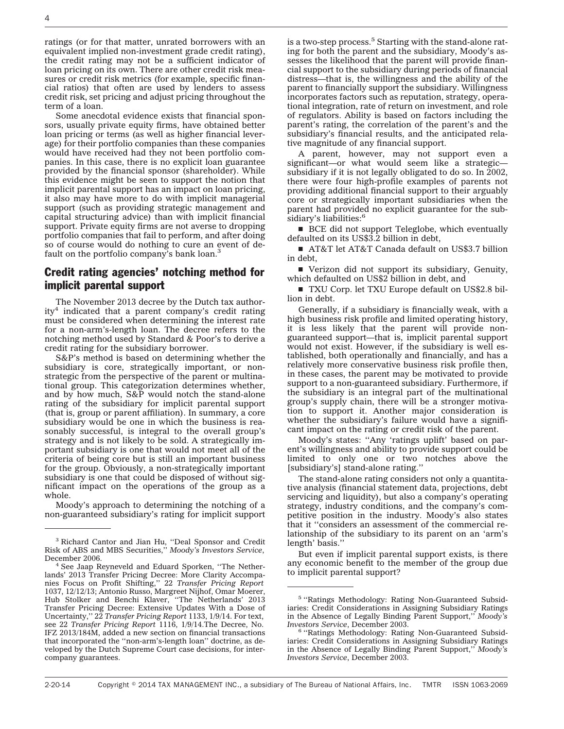ratings (or for that matter, unrated borrowers with an equivalent implied non-investment grade credit rating), the credit rating may not be a sufficient indicator of loan pricing on its own. There are other credit risk measures or credit risk metrics (for example, specific financial ratios) that often are used by lenders to assess credit risk, set pricing and adjust pricing throughout the term of a loan.

Some anecdotal evidence exists that financial sponsors, usually private equity firms, have obtained better loan pricing or terms (as well as higher financial leverage) for their portfolio companies than these companies would have received had they not been portfolio companies. In this case, there is no explicit loan guarantee provided by the financial sponsor (shareholder). While this evidence might be seen to support the notion that implicit parental support has an impact on loan pricing, it also may have more to do with implicit managerial support (such as providing strategic management and capital structuring advice) than with implicit financial support. Private equity firms are not averse to dropping portfolio companies that fail to perform, and after doing so of course would do nothing to cure an event of default on the portfolio company's bank loan.[3]

## Credit rating agencies' notching method for implicit parental support

The November 2013 decree by the Dutch tax authority[4] indicated that a parent company's credit rating must be considered when determining the interest rate for a non-arm's-length loan. The decree refers to the notching method used by Standard & Poor's to derive a credit rating for the subsidiary borrower.

S&P's method is based on determining whether the subsidiary is core, strategically important, or non-strategic from the perspective of the parent or multinational group. This categorization determines whether, and by how much, S&P would notch the stand-alone rating of the subsidiary for implicit parental support (that is, group or parent affiliation). In summary, a core subsidiary would be one in which the business is reasonably successful, is integral to the overall group's strategy and is not likely to be sold. A strategically important subsidiary is one that would not meet all of the criteria of being core but is still an important business for the group. Obviously, a non-strategically important subsidiary is one that could be disposed of without significant impact on the operations of the group as a whole.

Moody's approach to determining the notching of a non-guaranteed subsidiary's rating for implicit support is a two-step process.[5] Starting with the stand-alone rating for both the parent and the subsidiary, Moody's assesses the likelihood that the parent will provide financial support to the subsidiary during periods of financial distress—that is, the willingness and the ability of the parent to financially support the subsidiary. Willingness incorporates factors such as reputation, strategy, operational integration, rate of return on investment, and role of regulators. Ability is based on factors including the parent's rating, the correlation of the parent's and the subsidiary's financial results, and the anticipated relative magnitude of any financial support.

A parent, however, may not support even a significant—or what would seem like a strategic—subsidiary if it is not legally obligated to do so. In 2002, there were four high-profile examples of parents not providing additional financial support to their arguably core or strategically important subsidiaries when the parent had provided no explicit guarantee for the subsidiary's liabilities:[6]

- BCE did not support Teleglobe, which eventually defaulted on its US$3.2 billion in debt,
- AT&T let AT&T Canada default on US$3.7 billion in debt,
- Verizon did not support its subsidiary, Genuity, which defaulted on US$2 billion in debt, and
- TXU Corp. let TXU Europe default on US$2.8 billion in debt.

Generally, if a subsidiary is financially weak, with a high business risk profile and limited operating history, it is less likely that the parent will provide non-guaranteed support—that is, implicit parental support would not exist. However, if the subsidiary is well established, both operationally and financially, and has a relatively more conservative business risk profile then, in these cases, the parent may be motivated to provide support to a non-guaranteed subsidiary. Furthermore, if the subsidiary is an integral part of the multinational group's supply chain, there will be a stronger motivation to support it. Another major consideration is whether the subsidiary's failure would have a significant impact on the rating or credit risk of the parent.

Moody's states: "Any 'ratings uplift' based on parent's willingness and ability to provide support could be limited to only one or two notches above the [subsidiary's] stand-alone rating."

The stand-alone rating considers not only a quantitative analysis (financial statement data, projections, debt servicing and liquidity), but also a company's operating strategy, industry conditions, and the company's competitive position in the industry. Moody's also states that it "considers an assessment of the commercial relationship of the subsidiary to its parent on an 'arm's length' basis."

But even if implicit parental support exists, is there any economic benefit to the member of the group due to implicit parental support?

---

[3] Richard Cantor and Jian Hu, "Deal Sponsor and Credit Risk of ABS and MBS Securities," *Moody's Investors Service*, December 2006.

[4] See Jaap Reyneveld and Eduard Sporken, "The Netherlands' 2013 Transfer Pricing Decree: More Clarity Accompanies Focus on Profit Shifting," 22 *Transfer Pricing Report* 1037, 12/12/13; Antonio Russo, Margreet Nijhof, Omar Moerer, Hub Stolker and Benchi Klaver, "The Netherlands' 2013 Transfer Pricing Decree: Extensive Updates With a Dose of Uncertainty," 22 *Transfer Pricing Report* 1133, 1/9/14. For text, see 22 *Transfer Pricing Report* 1116, 1/9/14.The Decree, No. IFZ 2013/184M, added a new section on financial transactions that incorporated the "non-arm's-length loan" doctrine, as developed by the Dutch Supreme Court case decisions, for intercompany guarantees.

[5] "Ratings Methodology: Rating Non-Guaranteed Subsidiaries: Credit Considerations in Assigning Subsidiary Ratings in the Absence of Legally Binding Parent Support," *Moody's Investors Service*, December 2003.

[6] "Ratings Methodology: Rating Non-Guaranteed Subsidiaries: Credit Considerations in Assigning Subsidiary Ratings in the Absence of Legally Binding Parent Support," *Moody's Investors Service*, December 2003.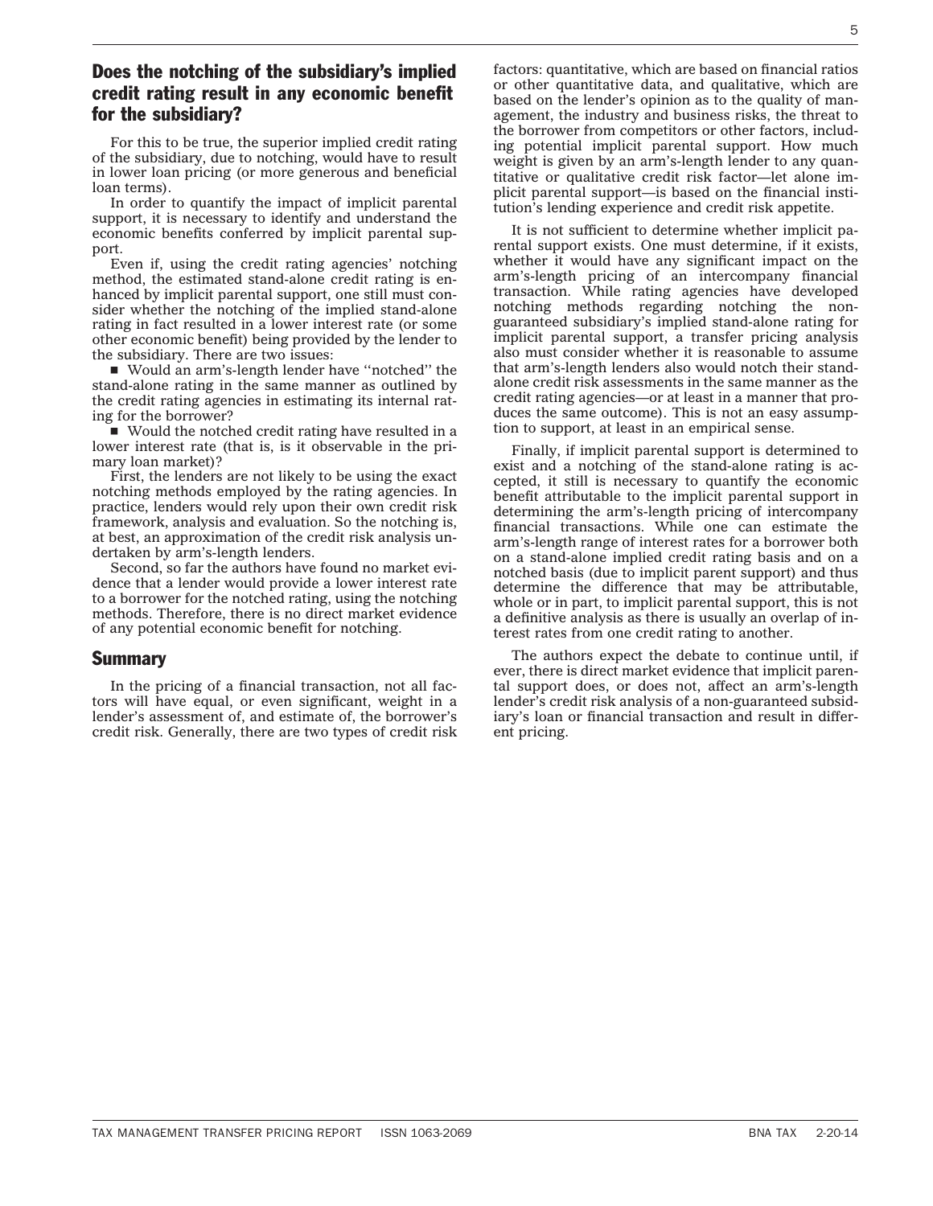## Does the notching of the subsidiary's implied credit rating result in any economic benefit for the subsidiary?

For this to be true, the superior implied credit rating of the subsidiary, due to notching, would have to result in lower loan pricing (or more generous and beneficial loan terms).

In order to quantify the impact of implicit parental support, it is necessary to identify and understand the economic benefits conferred by implicit parental support.

Even if, using the credit rating agencies' notching method, the estimated stand-alone credit rating is enhanced by implicit parental support, one still must consider whether the notching of the implied stand-alone rating in fact resulted in a lower interest rate (or some other economic benefit) being provided by the lender to the subsidiary. There are two issues:

- Would an arm's-length lender have ''notched'' the stand-alone rating in the same manner as outlined by the credit rating agencies in estimating its internal rating for the borrower?
- Would the notched credit rating have resulted in a lower interest rate (that is, is it observable in the primary loan market)?

First, the lenders are not likely to be using the exact notching methods employed by the rating agencies. In practice, lenders would rely upon their own credit risk framework, analysis and evaluation. So the notching is, at best, an approximation of the credit risk analysis undertaken by arm's-length lenders.

Second, so far the authors have found no market evidence that a lender would provide a lower interest rate to a borrower for the notched rating, using the notching methods. Therefore, there is no direct market evidence of any potential economic benefit for notching.

## Summary

In the pricing of a financial transaction, not all factors will have equal, or even significant, weight in a lender's assessment of, and estimate of, the borrower's credit risk. Generally, there are two types of credit risk factors: quantitative, which are based on financial ratios or other quantitative data, and qualitative, which are based on the lender's opinion as to the quality of management, the industry and business risks, the threat to the borrower from competitors or other factors, including potential implicit parental support. How much weight is given by an arm's-length lender to any quantitative or qualitative credit risk factor—let alone implicit parental support—is based on the financial institution's lending experience and credit risk appetite.

It is not sufficient to determine whether implicit parental support exists. One must determine, if it exists, whether it would have any significant impact on the arm's-length pricing of an intercompany financial transaction. While rating agencies have developed notching methods regarding notching the non-guaranteed subsidiary's implied stand-alone rating for implicit parental support, a transfer pricing analysis also must consider whether it is reasonable to assume that arm's-length lenders also would notch their stand-alone credit risk assessments in the same manner as the credit rating agencies—or at least in a manner that produces the same outcome). This is not an easy assumption to support, at least in an empirical sense.

Finally, if implicit parental support is determined to exist and a notching of the stand-alone rating is accepted, it still is necessary to quantify the economic benefit attributable to the implicit parental support in determining the arm's-length pricing of intercompany financial transactions. While one can estimate the arm's-length range of interest rates for a borrower both on a stand-alone implied credit rating basis and on a notched basis (due to implicit parent support) and thus determine the difference that may be attributable, whole or in part, to implicit parental support, this is not a definitive analysis as there is usually an overlap of interest rates from one credit rating to another.

The authors expect the debate to continue until, if ever, there is direct market evidence that implicit parental support does, or does not, affect an arm's-length lender's credit risk analysis of a non-guaranteed subsidiary's loan or financial transaction and result in different pricing.